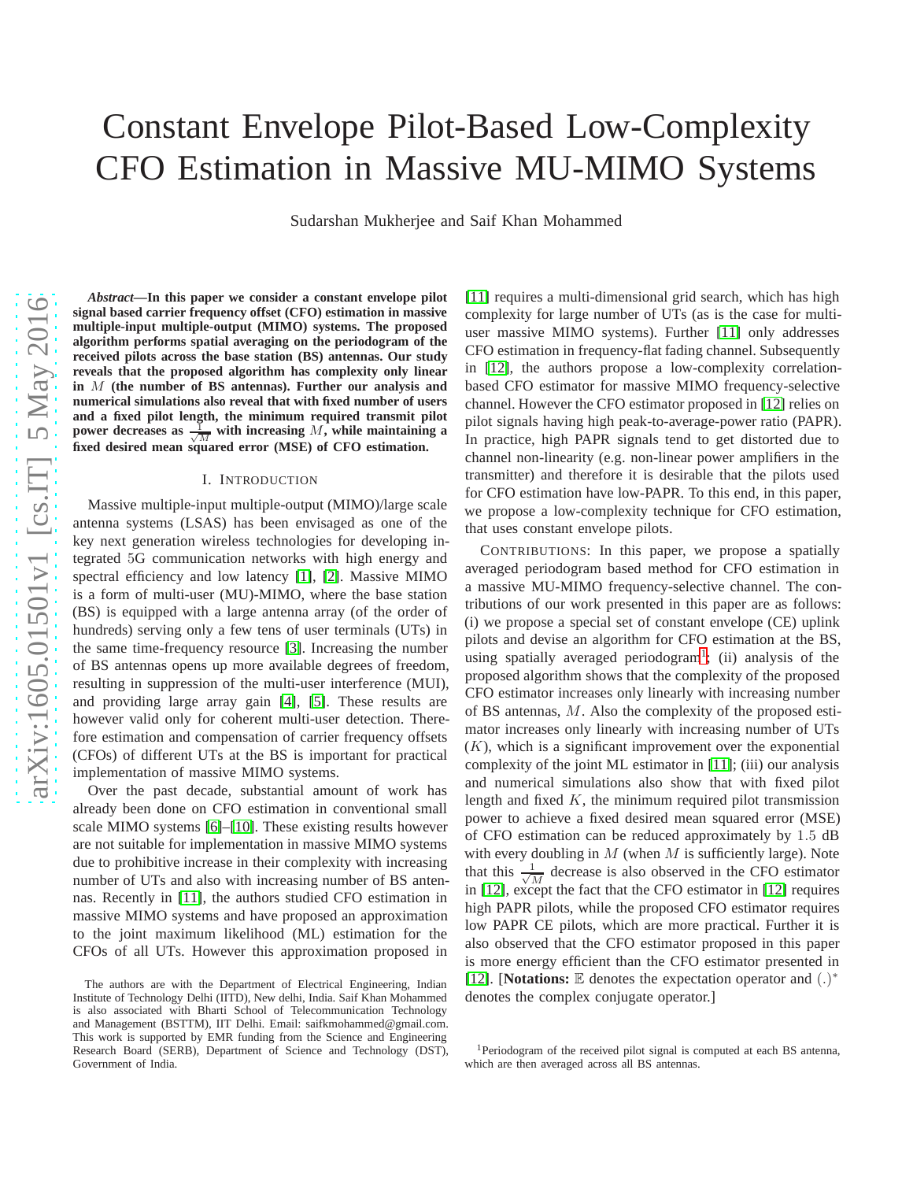# Constant Envelope Pilot-Based Low-Complexity CFO Estimation in Massive MU-MIMO Systems

Sudarshan Mukherjee and Saif Khan Mohammed

***Abstract*—In this paper we consider a constant envelope pilot signal based carrier frequency offset (CFO) estimation in massive multiple-input multiple-output (MIMO) systems. The proposed algorithm performs spatial averaging on the periodogram of the received pilots across the base station (BS) antennas. Our study reveals that the proposed algorithm has complexity only linear in $M$ (the number of BS antennas). Further our analysis and numerical simulations also reveal that with fixed number of users and a fixed pilot length, the minimum required transmit pilot power decreases as $\frac{1}{\sqrt{M}}$ with increasing $M$, while maintaining a fixed desired mean squared error (MSE) of CFO estimation.**

## I. Introduction

Massive multiple-input multiple-output (MIMO)/large scale antenna systems (LSAS) has been envisaged as one of the key next generation wireless technologies for developing integrated 5G communication networks with high energy and spectral efficiency and low latency [1], [2]. Massive MIMO is a form of multi-user (MU)-MIMO, where the base station (BS) is equipped with a large antenna array (of the order of hundreds) serving only a few tens of user terminals (UTs) in the same time-frequency resource [3]. Increasing the number of BS antennas opens up more available degrees of freedom, resulting in suppression of the multi-user interference (MUI), and providing large array gain [4], [5]. These results are however valid only for coherent multi-user detection. Therefore estimation and compensation of carrier frequency offsets (CFOs) of different UTs at the BS is important for practical implementation of massive MIMO systems.

Over the past decade, substantial amount of work has already been done on CFO estimation in conventional small scale MIMO systems [6]–[10]. These existing results however are not suitable for implementation in massive MIMO systems due to prohibitive increase in their complexity with increasing number of UTs and also with increasing number of BS antennas. Recently in [11], the authors studied CFO estimation in massive MIMO systems and have proposed an approximation to the joint maximum likelihood (ML) estimation for the CFOs of all UTs. However this approximation proposed in [11] requires a multi-dimensional grid search, which has high complexity for large number of UTs (as is the case for multi-user massive MIMO systems). Further [11] only addresses CFO estimation in frequency-flat fading channel. Subsequently in [12], the authors propose a low-complexity correlation-based CFO estimator for massive MIMO frequency-selective channel. However the CFO estimator proposed in [12] relies on pilot signals having high peak-to-average-power ratio (PAPR). In practice, high PAPR signals tend to get distorted due to channel non-linearity (e.g. non-linear power amplifiers in the transmitter) and therefore it is desirable that the pilots used for CFO estimation have low-PAPR. To this end, in this paper, we propose a low-complexity technique for CFO estimation, that uses constant envelope pilots.

Contributions: In this paper, we propose a spatially averaged periodogram based method for CFO estimation in a massive MU-MIMO frequency-selective channel. The contributions of our work presented in this paper are as follows: (i) we propose a special set of constant envelope (CE) uplink pilots and devise an algorithm for CFO estimation at the BS, using spatially averaged periodogram[1]; (ii) analysis of the proposed algorithm shows that the complexity of the proposed CFO estimator increases only linearly with increasing number of BS antennas, $M$. Also the complexity of the proposed estimator increases only linearly with increasing number of UTs ($K$), which is a significant improvement over the exponential complexity of the joint ML estimator in [11]; (iii) our analysis and numerical simulations also show that with fixed pilot length and fixed $K$, the minimum required pilot transmission power to achieve a fixed desired mean squared error (MSE) of CFO estimation can be reduced approximately by 1.5 dB with every doubling in $M$ (when $M$ is sufficiently large). Note that this $\frac{1}{\sqrt{M}}$ decrease is also observed in the CFO estimator in [12], except the fact that the CFO estimator in [12] requires high PAPR pilots, while the proposed CFO estimator requires low PAPR CE pilots, which are more practical. Further it is also observed that the CFO estimator proposed in this paper is more energy efficient than the CFO estimator presented in [12]. [**Notations:** $\mathbb{E}$ denotes the expectation operator and $(.)^*$ denotes the complex conjugate operator.]

The authors are with the Department of Electrical Engineering, Indian Institute of Technology Delhi (IITD), New delhi, India. Saif Khan Mohammed is also associated with Bharti School of Telecommunication Technology and Management (BSTTM), IIT Delhi. Email: saifkmohammed@gmail.com. This work is supported by EMR funding from the Science and Engineering Research Board (SERB), Department of Science and Technology (DST), Government of India.

[1] Periodogram of the received pilot signal is computed at each BS antenna, which are then averaged across all BS antennas.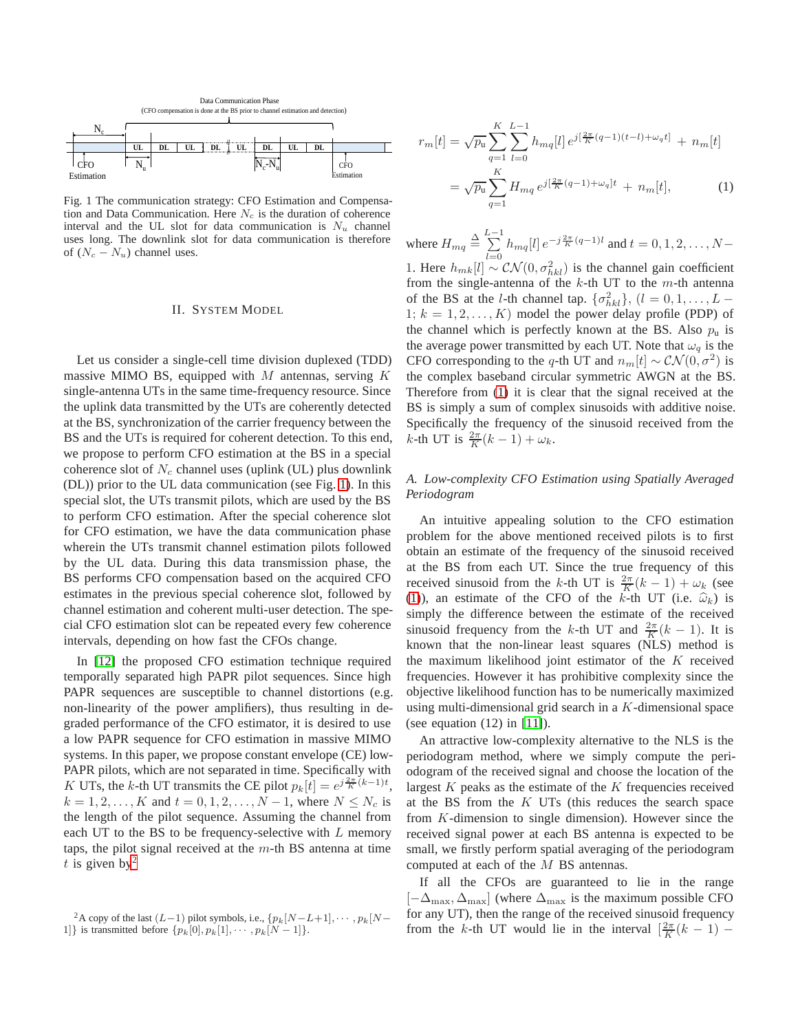Fig. 1 The communication strategy: CFO Estimation and Compensation and Data Communication. Here $N_c$ is the duration of coherence interval and the UL slot for data communication is $N_u$ channel uses long. The downlink slot for data communication is therefore of $(N_c - N_u)$ channel uses.

## II. System Model

Let us consider a single-cell time division duplexed (TDD) massive MIMO BS, equipped with $M$ antennas, serving $K$ single-antenna UTs in the same time-frequency resource. Since the uplink data transmitted by the UTs are coherently detected at the BS, synchronization of the carrier frequency between the BS and the UTs is required for coherent detection. To this end, we propose to perform CFO estimation at the BS in a special coherence slot of $N_c$ channel uses (uplink (UL) plus downlink (DL)) prior to the UL data communication (see Fig. 1). In this special slot, the UTs transmit pilots, which are used by the BS to perform CFO estimation. After the special coherence slot for CFO estimation, we have the data communication phase wherein the UTs transmit channel estimation pilots followed by the UL data. During this data transmission phase, the BS performs CFO compensation based on the acquired CFO estimates in the previous special coherence slot, followed by channel estimation and coherent multi-user detection. The special CFO estimation slot can be repeated every few coherence intervals, depending on how fast the CFOs change.

In [12] the proposed CFO estimation technique required temporally separated high PAPR pilot sequences. Since high PAPR sequences are susceptible to channel distortions (e.g. non-linearity of the power amplifiers), thus resulting in degraded performance of the CFO estimator, it is desired to use a low PAPR sequence for CFO estimation in massive MIMO systems. In this paper, we propose constant envelope (CE) low-PAPR pilots, which are not separated in time. Specifically with $K$ UTs, the $k$-th UT transmits the CE pilot $p_k[t] = e^{j\frac{2\pi}{K}(k-1)t}$, $k = 1, 2, \ldots, K$ and $t = 0, 1, 2, \ldots, N-1$, where $N \leq N_c$ is the length of the pilot sequence. Assuming the channel from each UT to the BS to be frequency-selective with $L$ memory taps, the pilot signal received at the $m$-th BS antenna at time $t$ is given by[2]

$$
\begin{aligned}
r_m[t] &= \sqrt{p_{\text{u}}} \sum_{q=1}^{K} \sum_{l=0}^{L-1} h_{mq}[l]\, e^{j\left[\frac{2\pi}{K}(q-1)(t-l)+\omega_q t\right]} + n_m[t] \\
&= \sqrt{p_{\text{u}}} \sum_{q=1}^{K} H_{mq}\, e^{j\left[\frac{2\pi}{K}(q-1)+\omega_q\right]t} + n_m[t],
\end{aligned}
\tag{1}
$$

where $H_{mq} \stackrel{\Delta}{=} \sum_{l=0}^{L-1} h_{mq}[l]\, e^{-j\frac{2\pi}{K}(q-1)l}$ and $t = 0, 1, 2, \ldots, N-1$. Here $h_{mk}[l] \sim \mathcal{CN}(0, \sigma_{hkl}^2)$ is the channel gain coefficient from the single-antenna of the $k$-th UT to the $m$-th antenna of the BS at the $l$-th channel tap. $\{\sigma_{hkl}^2\}$, $(l = 0, 1, \ldots, L-1;\ k = 1, 2, \ldots, K)$ model the power delay profile (PDP) of the channel which is perfectly known at the BS. Also $p_{\text{u}}$ is the average power transmitted by each UT. Note that $\omega_q$ is the CFO corresponding to the $q$-th UT and $n_m[t] \sim \mathcal{CN}(0, \sigma^2)$ is the complex baseband circular symmetric AWGN at the BS. Therefore from (1) it is clear that the signal received at the BS is simply a sum of complex sinusoids with additive noise. Specifically the frequency of the sinusoid received from the $k$-th UT is $\frac{2\pi}{K}(k-1) + \omega_k$.

### A. Low-complexity CFO Estimation using Spatially Averaged Periodogram

An intuitive appealing solution to the CFO estimation problem for the above mentioned received pilots is to first obtain an estimate of the frequency of the sinusoid received at the BS from each UT. Since the true frequency of this received sinusoid from the $k$-th UT is $\frac{2\pi}{K}(k-1) + \omega_k$ (see (1)), an estimate of the CFO of the $k$-th UT (i.e. $\widehat{\omega}_k$) is simply the difference between the estimate of the received sinusoid frequency from the $k$-th UT and $\frac{2\pi}{K}(k-1)$. It is known that the non-linear least squares (NLS) method is the maximum likelihood joint estimator of the $K$ received frequencies. However it has prohibitive complexity since the objective likelihood function has to be numerically maximized using multi-dimensional grid search in a $K$-dimensional space (see equation (12) in [11]).

An attractive low-complexity alternative to the NLS is the periodogram method, where we simply compute the periodogram of the received signal and choose the location of the largest $K$ peaks as the estimate of the $K$ frequencies received at the BS from the $K$ UTs (this reduces the search space from $K$-dimension to single dimension). However since the received signal power at each BS antenna is expected to be small, we firstly perform spatial averaging of the periodogram computed at each of the $M$ BS antennas.

If all the CFOs are guaranteed to lie in the range $[-\Delta_{\max}, \Delta_{\max}]$ (where $\Delta_{\max}$ is the maximum possible CFO for any UT), then the range of the received sinusoid frequency from the $k$-th UT would lie in the interval $[\frac{2\pi}{K}(k-1) -$

[2] A copy of the last $(L-1)$ pilot symbols, i.e., $\{p_k[N-L+1], \cdots, p_k[N-1]\}$ is transmitted before $\{p_k[0], p_k[1], \cdots, p_k[N-1]\}$.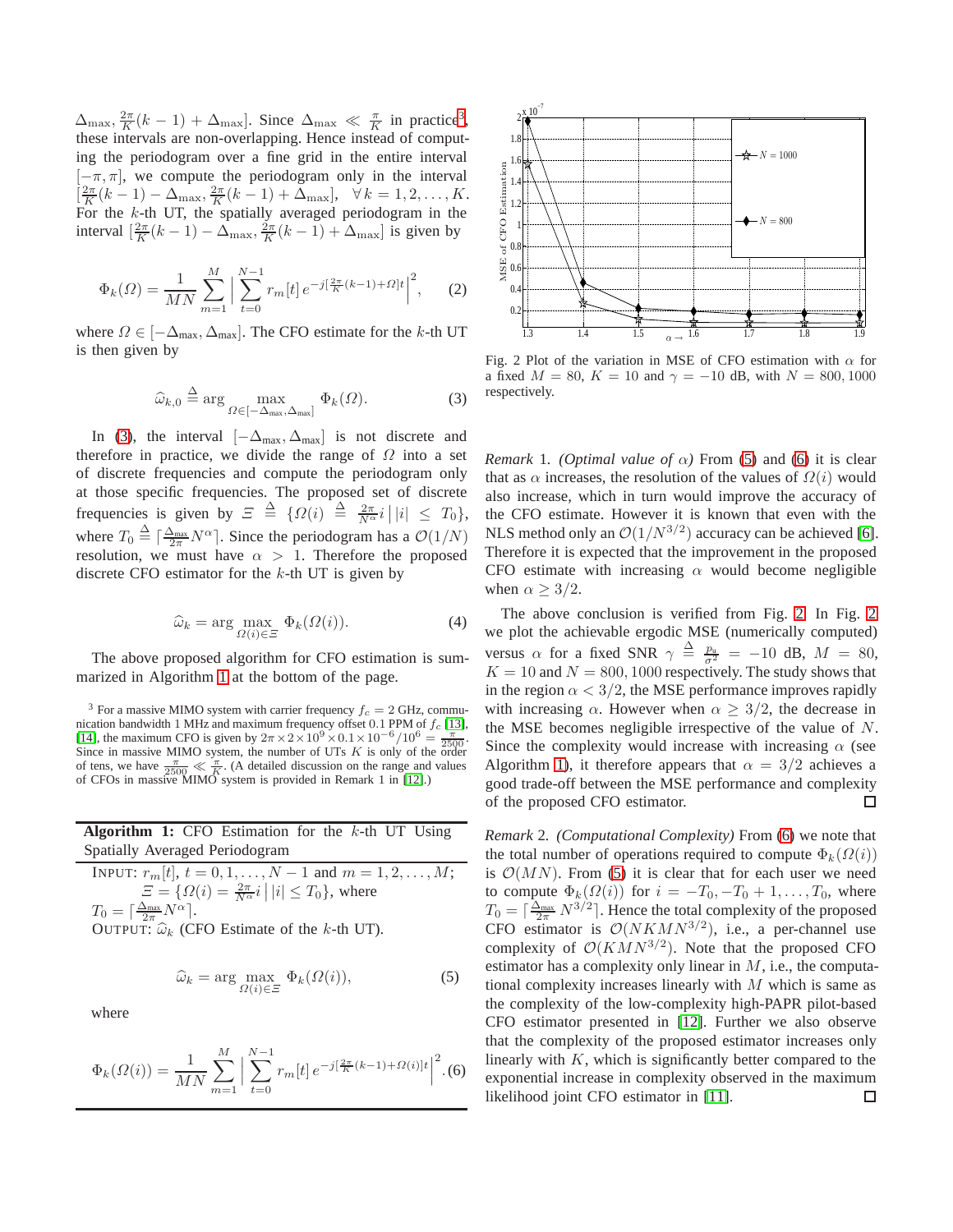$\Delta_{\max}, \frac{2\pi}{K}(k-1) + \Delta_{\max}]$. Since $\Delta_{\max} \ll \frac{\pi}{K}$ in practice[3], these intervals are non-overlapping. Hence instead of computing the periodogram over a fine grid in the entire interval $[-\pi, \pi]$, we compute the periodogram only in the interval $[\frac{2\pi}{K}(k-1) - \Delta_{\max}, \frac{2\pi}{K}(k-1) + \Delta_{\max}]$, $\forall\, k = 1, 2, \ldots, K$. For the $k$-th UT, the spatially averaged periodogram in the interval $[\frac{2\pi}{K}(k-1) - \Delta_{\max}, \frac{2\pi}{K}(k-1) + \Delta_{\max}]$ is given by

$$\Phi_k(\Omega) = \frac{1}{MN} \sum_{m=1}^{M} \Big| \sum_{t=0}^{N-1} r_m[t]\, e^{-j[\frac{2\pi}{K}(k-1)+\Omega]t} \Big|^2, \quad (2)$$

where $\Omega \in [-\Delta_{\max}, \Delta_{\max}]$. The CFO estimate for the $k$-th UT is then given by

$$\widehat{\omega}_{k,0} \stackrel{\Delta}{=} \arg \max_{\Omega \in [-\Delta_{\max}, \Delta_{\max}]} \Phi_k(\Omega). \quad (3)$$

In (3), the interval $[-\Delta_{\max}, \Delta_{\max}]$ is not discrete and therefore in practice, we divide the range of $\Omega$ into a set of discrete frequencies and compute the periodogram only at those specific frequencies. The proposed set of discrete frequencies is given by $\Xi \stackrel{\Delta}{=} \{\Omega(i) \stackrel{\Delta}{=} \frac{2\pi}{N^{\alpha}} i \,\big|\, |i| \leq T_0\}$, where $T_0 \stackrel{\Delta}{=} \lceil \frac{\Delta_{\max}}{2\pi} N^{\alpha} \rceil$. Since the periodogram has a $\mathcal{O}(1/N)$ resolution, we must have $\alpha > 1$. Therefore the proposed discrete CFO estimator for the $k$-th UT is given by

$$\widehat{\omega}_k = \arg \max_{\Omega(i) \in \Xi} \Phi_k(\Omega(i)). \quad (4)$$

The above proposed algorithm for CFO estimation is summarized in Algorithm 1 at the bottom of the page.

[3] For a massive MIMO system with carrier frequency $f_c = 2$ GHz, communication bandwidth 1 MHz and maximum frequency offset 0.1 PPM of $f_c$ [13], [14], the maximum CFO is given by $2\pi \times 2 \times 10^9 \times 0.1 \times 10^{-6}/10^6 = \frac{\pi}{2500}$. Since in massive MIMO system, the number of UTs $K$ is only of the order of tens, we have $\frac{\pi}{2500} \ll \frac{\pi}{K}$. (A detailed discussion on the range and values of CFOs in massive MIMO system is provided in Remark 1 in [12].)

---

**Algorithm 1:** CFO Estimation for the $k$-th UT Using Spatially Averaged Periodogram

INPUT: $r_m[t]$, $t = 0, 1, \ldots, N-1$ and $m = 1, 2, \ldots, M$; $\Xi = \{\Omega(i) = \frac{2\pi}{N^{\alpha}} i \,\big|\, |i| \leq T_0\}$, where $T_0 = \lceil \frac{\Delta_{\max}}{2\pi} N^{\alpha} \rceil$.
OUTPUT: $\widehat{\omega}_k$ (CFO Estimate of the $k$-th UT).

$$\widehat{\omega}_k = \arg \max_{\Omega(i) \in \Xi} \Phi_k(\Omega(i)), \quad (5)$$

where

$$\Phi_k(\Omega(i)) = \frac{1}{MN} \sum_{m=1}^{M} \Big| \sum_{t=0}^{N-1} r_m[t]\, e^{-j[\frac{2\pi}{K}(k-1)+\Omega(i)]t} \Big|^2. \quad (6)$$

---

Fig. 2 Plot of the variation in MSE of CFO estimation with $\alpha$ for a fixed $M = 80$, $K = 10$ and $\gamma = -10$ dB, with $N = 800, 1000$ respectively.

*Remark* 1. *(Optimal value of $\alpha$)* From (5) and (6) it is clear that as $\alpha$ increases, the resolution of the values of $\Omega(i)$ would also increase, which in turn would improve the accuracy of the CFO estimate. However it is known that even with the NLS method only an $\mathcal{O}(1/N^{3/2})$ accuracy can be achieved [6]. Therefore it is expected that the improvement in the proposed CFO estimate with increasing $\alpha$ would become negligible when $\alpha \geq 3/2$.

The above conclusion is verified from Fig. 2. In Fig. 2 we plot the achievable ergodic MSE (numerically computed) versus $\alpha$ for a fixed SNR $\gamma \stackrel{\Delta}{=} \frac{p_u}{\sigma^2} = -10$ dB, $M = 80$, $K = 10$ and $N = 800, 1000$ respectively. The study shows that in the region $\alpha < 3/2$, the MSE performance improves rapidly with increasing $\alpha$. However when $\alpha \geq 3/2$, the decrease in the MSE becomes negligible irrespective of the value of $N$. Since the complexity would increase with increasing $\alpha$ (see Algorithm 1), it therefore appears that $\alpha = 3/2$ achieves a good trade-off between the MSE performance and complexity of the proposed CFO estimator. □

*Remark* 2. *(Computational Complexity)* From (6) we note that the total number of operations required to compute $\Phi_k(\Omega(i))$ is $\mathcal{O}(MN)$. From (5) it is clear that for each user we need to compute $\Phi_k(\Omega(i))$ for $i = -T_0, -T_0+1, \ldots, T_0$, where $T_0 = \lceil \frac{\Delta_{\max}}{2\pi} N^{3/2} \rceil$. Hence the total complexity of the proposed CFO estimator is $\mathcal{O}(NKMN^{3/2})$, i.e., a per-channel use complexity of $\mathcal{O}(KMN^{3/2})$. Note that the proposed CFO estimator has a complexity only linear in $M$, i.e., the computational complexity increases linearly with $M$ which is same as the complexity of the low-complexity high-PAPR pilot-based CFO estimator presented in [12]. Further we also observe that the complexity of the proposed estimator increases only linearly with $K$, which is significantly better compared to the exponential increase in complexity observed in the maximum likelihood joint CFO estimator in [11]. □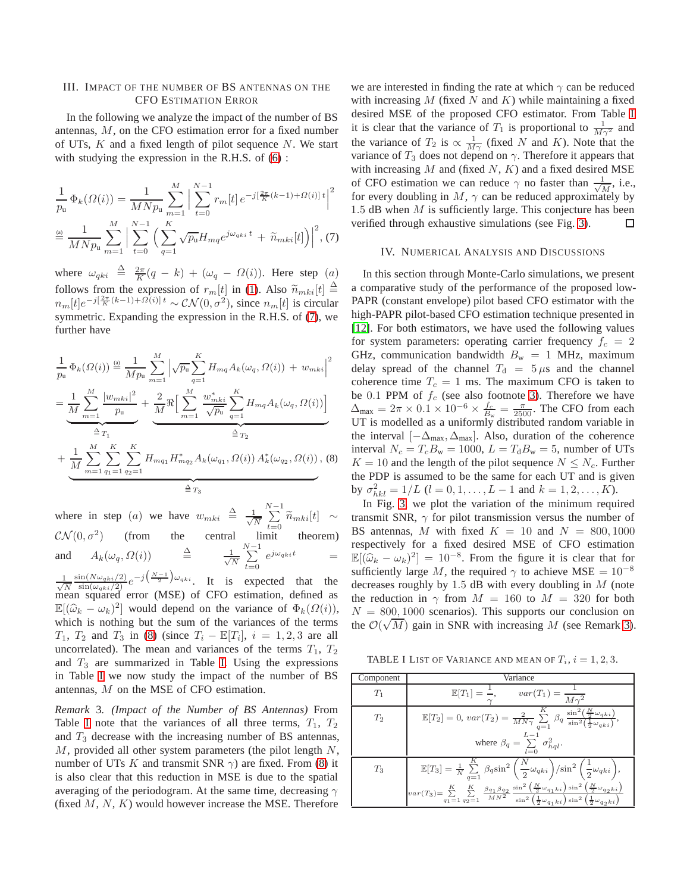## III. Impact of the number of BS antennas on the CFO Estimation Error

In the following we analyze the impact of the number of BS antennas, $M$, on the CFO estimation error for a fixed number of UTs, $K$ and a fixed length of pilot sequence $N$. We start with studying the expression in the R.H.S. of (6) :

$$\frac{1}{p_{\text{u}}}\,\Phi_k(\Omega(i)) = \frac{1}{MNp_{\text{u}}}\sum_{m=1}^{M}\Big|\sum_{t=0}^{N-1} r_m[t]\,e^{-j\left[\frac{2\pi}{K}(k-1)+\Omega(i)\right]t}\Big|^2$$
$$\overset{(a)}{=} \frac{1}{MNp_{\text{u}}}\sum_{m=1}^{M}\Big|\sum_{t=0}^{N-1}\Big(\sum_{q=1}^{K}\sqrt{p_{\text{u}}}H_{mq}e^{j\omega_{qki}t} + \widetilde{n}_{mki}[t]\Big)\Big|^2, \quad (7)$$

where $\omega_{qki} \triangleq \frac{2\pi}{K}(q-k) + (\omega_q - \Omega(i))$. Here step $(a)$ follows from the expression of $r_m[t]$ in (1). Also $\widetilde{n}_{mki}[t] \triangleq n_m[t]e^{-j\left[\frac{2\pi}{K}(k-1)+\Omega(i)\right]t} \sim \mathcal{CN}(0,\sigma^2)$, since $n_m[t]$ is circular symmetric. Expanding the expression in the R.H.S. of (7), we further have

$$\frac{1}{p_{\text{u}}}\,\Phi_k(\Omega(i)) \overset{(a)}{=} \frac{1}{Mp_{\text{u}}}\sum_{m=1}^{M}\Big|\sqrt{p_{\text{u}}}\sum_{q=1}^{K}H_{mq}A_k(\omega_q,\Omega(i)) + w_{mki}\Big|^2$$
$$= \underbrace{\frac{1}{M}\sum_{m=1}^{M}\frac{|w_{mki}|^2}{p_{\text{u}}}}_{\triangleq T_1} + \underbrace{\frac{2}{M}\Re\Big[\sum_{m=1}^{M}\frac{w_{mki}^*}{\sqrt{p_{\text{u}}}}\sum_{q=1}^{K}H_{mq}A_k(\omega_q,\Omega(i))\Big]}_{\triangleq T_2}$$
$$+ \underbrace{\frac{1}{M}\sum_{m=1}^{M}\sum_{q_1=1}^{K}\sum_{q_2=1}^{K}H_{mq_1}H_{mq_2}^*A_k(\omega_{q_1},\Omega(i))\,A_k^*(\omega_{q_2},\Omega(i))}_{\triangleq T_3}, \quad (8)$$

where in step $(a)$ we have $w_{mki} \triangleq \frac{1}{\sqrt{N}}\sum_{t=0}^{N-1}\widetilde{n}_{mki}[t] \sim \mathcal{CN}(0,\sigma^2)$ (from the central limit theorem) and $A_k(\omega_q,\Omega(i)) \triangleq \frac{1}{\sqrt{N}}\sum_{t=0}^{N-1}e^{j\omega_{qki}t} = \frac{1}{\sqrt{N}}\frac{\sin(N\omega_{qki}/2)}{\sin(\omega_{qki}/2)}e^{-j\left(\frac{N-1}{2}\right)\omega_{qki}}$. It is expected that the mean squared error (MSE) of CFO estimation, defined as $\mathbb{E}[(\widehat{\omega}_k - \omega_k)^2]$ would depend on the variance of $\Phi_k(\Omega(i))$, which is nothing but the sum of the variances of the terms $T_1$, $T_2$ and $T_3$ in (8) (since $T_i - \mathbb{E}[T_i]$, $i = 1,2,3$ are all uncorrelated). The mean and variances of the terms $T_1$, $T_2$ and $T_3$ are summarized in Table I. Using the expressions in Table I we now study the impact of the number of BS antennas, $M$ on the MSE of CFO estimation.

*Remark* 3. *(Impact of the Number of BS Antennas)* From Table I note that the variances of all three terms, $T_1$, $T_2$ and $T_3$ decrease with the increasing number of BS antennas, $M$, provided all other system parameters (the pilot length $N$, number of UTs $K$ and transmit SNR $\gamma$) are fixed. From (8) it is also clear that this reduction in MSE is due to the spatial averaging of the periodogram. At the same time, decreasing $\gamma$ (fixed $M$, $N$, $K$) would however increase the MSE. Therefore we are interested in finding the rate at which $\gamma$ can be reduced with increasing $M$ (fixed $N$ and $K$) while maintaining a fixed desired MSE of the proposed CFO estimator. From Table I it is clear that the variance of $T_1$ is proportional to $\frac{1}{M\gamma^2}$ and the variance of $T_2$ is $\propto \frac{1}{M\gamma}$ (fixed $N$ and $K$). Note that the variance of $T_3$ does not depend on $\gamma$. Therefore it appears that with increasing $M$ and (fixed $N$, $K$) and a fixed desired MSE of CFO estimation we can reduce $\gamma$ no faster than $\frac{1}{\sqrt{M}}$, i.e., for every doubling in $M$, $\gamma$ can be reduced approximately by 1.5 dB when $M$ is sufficiently large. This conjecture has been verified through exhaustive simulations (see Fig. 3). □

## IV. Numerical Analysis and Discussions

In this section through Monte-Carlo simulations, we present a comparative study of the performance of the proposed low-PAPR (constant envelope) pilot based CFO estimator with the high-PAPR pilot-based CFO estimation technique presented in [12]. For both estimators, we have used the following values for system parameters: operating carrier frequency $f_c = 2$ GHz, communication bandwidth $B_{\text{w}} = 1$ MHz, maximum delay spread of the channel $T_{\text{d}} = 5\,\mu$s and the channel coherence time $T_c = 1$ ms. The maximum CFO is taken to be 0.1 PPM of $f_c$ (see also footnote 3). Therefore we have $\Delta_{\max} = 2\pi \times 0.1 \times 10^{-6} \times \frac{f_c}{B_{\text{w}}} = \frac{\pi}{2500}$. The CFO from each UT is modelled as a uniformly distributed random variable in the interval $[-\Delta_{\max}, \Delta_{\max}]$. Also, duration of the coherence interval $N_c = T_cB_{\text{w}} = 1000$, $L = T_{\text{d}}B_{\text{w}} = 5$, number of UTs $K = 10$ and the length of the pilot sequence $N \leq N_c$. Further the PDP is assumed to be the same for each UT and is given by $\sigma_{hkl}^2 = 1/L$ $(l = 0,1,\ldots,L-1$ and $k = 1,2,\ldots,K)$.

In Fig. 3 we plot the variation of the minimum required transmit SNR, $\gamma$ for pilot transmission versus the number of BS antennas, $M$ with fixed $K = 10$ and $N = 800, 1000$ respectively for a fixed desired MSE of CFO estimation $\mathbb{E}[(\widehat{\omega}_k - \omega_k)^2] = 10^{-8}$. From the figure it is clear that for sufficiently large $M$, the required $\gamma$ to achieve MSE $= 10^{-8}$ decreases roughly by 1.5 dB with every doubling in $M$ (note the reduction in $\gamma$ from $M = 160$ to $M = 320$ for both $N = 800, 1000$ scenarios). This supports our conclusion on the $\mathcal{O}(\sqrt{M})$ gain in SNR with increasing $M$ (see Remark 3).

TABLE I List of Variance and Mean of $T_i$, $i = 1,2,3$.

| Component | Variance |
|---|---|
| $T_1$ | $\mathbb{E}[T_1] = \frac{1}{\gamma}, \quad var(T_1) = \frac{1}{M\gamma^2}$ |
| $T_2$ | $\mathbb{E}[T_2] = 0,\ var(T_2) = \frac{2}{MN\gamma}\sum_{q=1}^{K}\beta_q\frac{\sin^2\left(\frac{N}{2}\omega_{qki}\right)}{\sin^2\left(\frac{1}{2}\omega_{qki}\right)}$, where $\beta_q = \sum_{l=0}^{L-1}\sigma_{hql}^2$. |
| $T_3$ | $\mathbb{E}[T_3] = \frac{1}{N}\sum_{q=1}^{K}\beta_q\sin^2\left(\frac{N}{2}\omega_{qki}\right)/\sin^2\left(\frac{1}{2}\omega_{qki}\right)$, $var(T_3) = \sum_{q_1=1}^{K}\sum_{q_2=1}^{K}\frac{\beta_{q_1}\beta_{q_2}}{MN^2}\frac{\sin^2\left(\frac{N}{2}\omega_{q_1ki}\right)\sin^2\left(\frac{N}{2}\omega_{q_2ki}\right)}{\sin^2\left(\frac{1}{2}\omega_{q_1ki}\right)\sin^2\left(\frac{1}{2}\omega_{q_2ki}\right)}$ |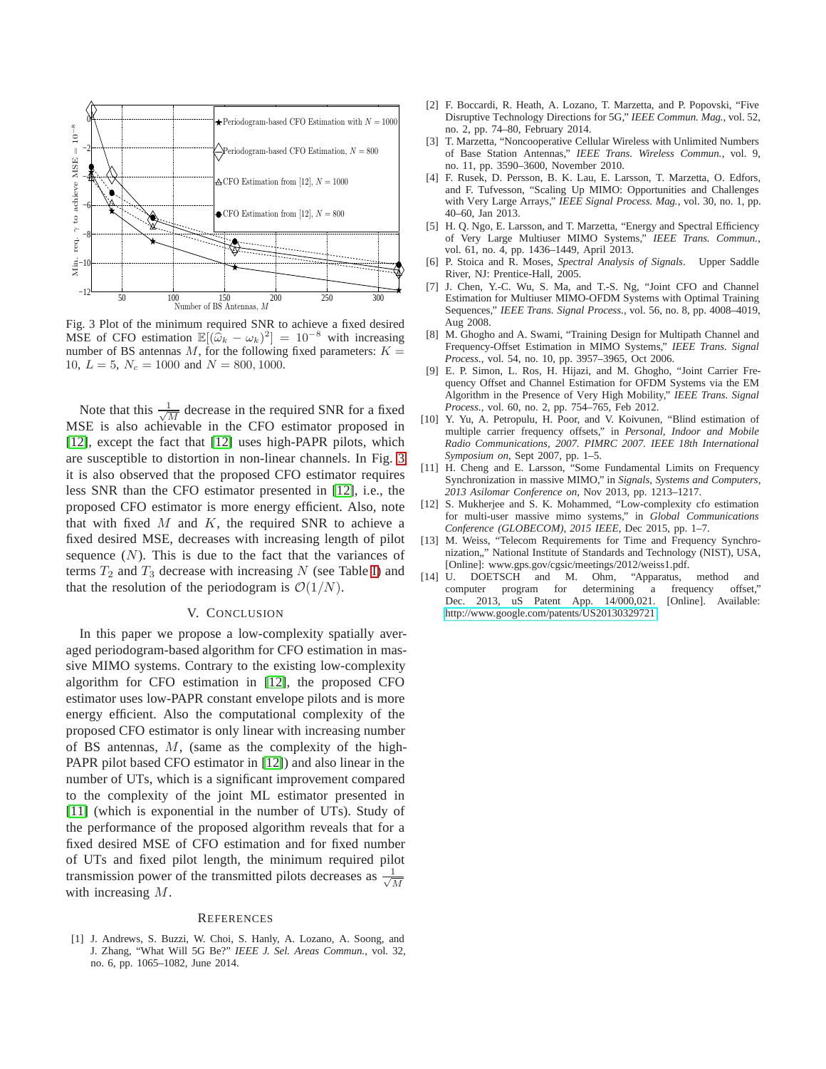Periodogram-based CFO Estimation with $N = 1000$

Periodogram-based CFO Estimation, $N = 800$

CFO Estimation from [12], $N = 1000$

CFO Estimation from [12], $N = 800$

Min. req. $\gamma$ to achieve MSE $= 10^{-8}$

0

−2

−4

−6

−8

−10

−12

50

100

150

200

250

300

Number of BS Antennas, $M$

Fig. 3 Plot of the minimum required SNR to achieve a fixed desired MSE of CFO estimation $\mathbb{E}[(\widehat{\omega}_k - \omega_k)^2] = 10^{-8}$ with increasing number of BS antennas $M$, for the following fixed parameters: $K = 10$, $L = 5$, $N_c = 1000$ and $N = 800, 1000$.

Note that this $\frac{1}{\sqrt{M}}$ decrease in the required SNR for a fixed MSE is also achievable in the CFO estimator proposed in [12], except the fact that [12] uses high-PAPR pilots, which are susceptible to distortion in non-linear channels. In Fig. 3 it is also observed that the proposed CFO estimator requires less SNR than the CFO estimator presented in [12], i.e., the proposed CFO estimator is more energy efficient. Also, note that with fixed $M$ and $K$, the required SNR to achieve a fixed desired MSE, decreases with increasing length of pilot sequence ($N$). This is due to the fact that the variances of terms $T_2$ and $T_3$ decrease with increasing $N$ (see Table I) and that the resolution of the periodogram is $\mathcal{O}(1/N)$.

## V. Conclusion

In this paper we propose a low-complexity spatially averaged periodogram-based algorithm for CFO estimation in massive MIMO systems. Contrary to the existing low-complexity algorithm for CFO estimation in [12], the proposed CFO estimator uses low-PAPR constant envelope pilots and is more energy efficient. Also the computational complexity of the proposed CFO estimator is only linear with increasing number of BS antennas, $M$, (same as the complexity of the high-PAPR pilot based CFO estimator in [12]) and also linear in the number of UTs, which is a significant improvement compared to the complexity of the joint ML estimator presented in [11] (which is exponential in the number of UTs). Study of the performance of the proposed algorithm reveals that for a fixed desired MSE of CFO estimation and for fixed number of UTs and fixed pilot length, the minimum required pilot transmission power of the transmitted pilots decreases as $\frac{1}{\sqrt{M}}$ with increasing $M$.

## References

[1] J. Andrews, S. Buzzi, W. Choi, S. Hanly, A. Lozano, A. Soong, and J. Zhang, "What Will 5G Be?" *IEEE J. Sel. Areas Commun.*, vol. 32, no. 6, pp. 1065–1082, June 2014.

[2] F. Boccardi, R. Heath, A. Lozano, T. Marzetta, and P. Popovski, "Five Disruptive Technology Directions for 5G," *IEEE Commun. Mag.*, vol. 52, no. 2, pp. 74–80, February 2014.

[3] T. Marzetta, "Noncooperative Cellular Wireless with Unlimited Numbers of Base Station Antennas," *IEEE Trans. Wireless Commun.*, vol. 9, no. 11, pp. 3590–3600, November 2010.

[4] F. Rusek, D. Persson, B. K. Lau, E. Larsson, T. Marzetta, O. Edfors, and F. Tufvesson, "Scaling Up MIMO: Opportunities and Challenges with Very Large Arrays," *IEEE Signal Process. Mag.*, vol. 30, no. 1, pp. 40–60, Jan 2013.

[5] H. Q. Ngo, E. Larsson, and T. Marzetta, "Energy and Spectral Efficiency of Very Large Multiuser MIMO Systems," *IEEE Trans. Commun.*, vol. 61, no. 4, pp. 1436–1449, April 2013.

[6] P. Stoica and R. Moses, *Spectral Analysis of Signals*. Upper Saddle River, NJ: Prentice-Hall, 2005.

[7] J. Chen, Y.-C. Wu, S. Ma, and T.-S. Ng, "Joint CFO and Channel Estimation for Multiuser MIMO-OFDM Systems with Optimal Training Sequences," *IEEE Trans. Signal Process.*, vol. 56, no. 8, pp. 4008–4019, Aug 2008.

[8] M. Ghogho and A. Swami, "Training Design for Multipath Channel and Frequency-Offset Estimation in MIMO Systems," *IEEE Trans. Signal Process.*, vol. 54, no. 10, pp. 3957–3965, Oct 2006.

[9] E. P. Simon, L. Ros, H. Hijazi, and M. Ghogho, "Joint Carrier Frequency Offset and Channel Estimation for OFDM Systems via the EM Algorithm in the Presence of Very High Mobility," *IEEE Trans. Signal Process.*, vol. 60, no. 2, pp. 754–765, Feb 2012.

[10] Y. Yu, A. Petropulu, H. Poor, and V. Koivunen, "Blind estimation of multiple carrier frequency offsets," in *Personal, Indoor and Mobile Radio Communications, 2007. PIMRC 2007. IEEE 18th International Symposium on*, Sept 2007, pp. 1–5.

[11] H. Cheng and E. Larsson, "Some Fundamental Limits on Frequency Synchronization in massive MIMO," in *Signals, Systems and Computers, 2013 Asilomar Conference on*, Nov 2013, pp. 1213–1217.

[12] S. Mukherjee and S. K. Mohammed, "Low-complexity cfo estimation for multi-user massive mimo systems," in *Global Communications Conference (GLOBECOM), 2015 IEEE*, Dec 2015, pp. 1–7.

[13] M. Weiss, "Telecom Requirements for Time and Frequency Synchronization,," National Institute of Standards and Technology (NIST), USA, [Online]: www.gps.gov/cgsic/meetings/2012/weiss1.pdf.

[14] U. DOETSCH and M. Ohm, "Apparatus, method and computer program for determining a frequency offset," Dec. 2013, uS Patent App. 14/000,021. [Online]. Available: http://www.google.com/patents/US20130329721